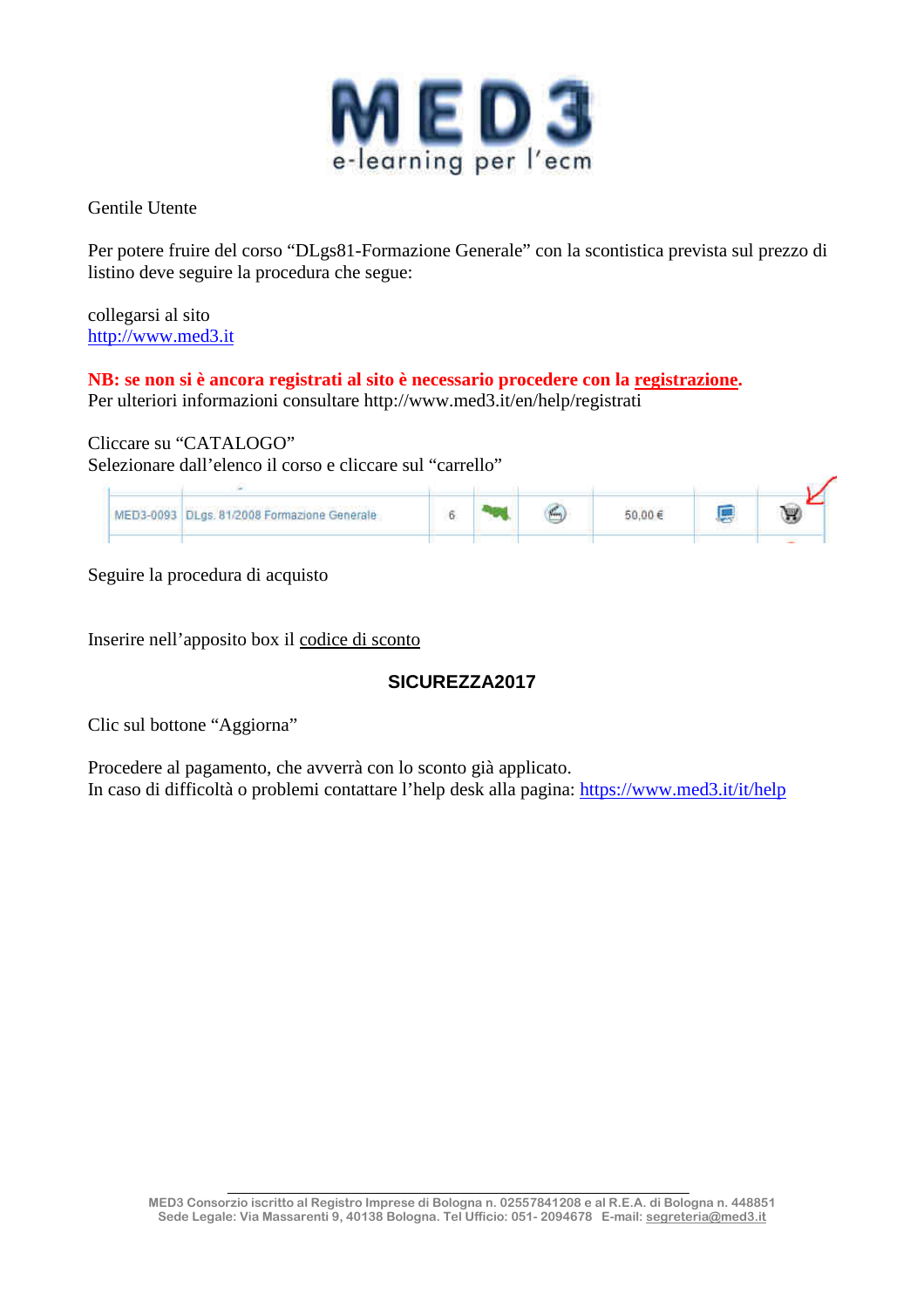# MED3

e-learning per l'ecm

Gentile Utente

Per potere fruire del corso "DLgs81-Formazione Generale" con la scontistica prevista sul prezzo di listino deve seguire la procedura che segue:

collegarsi al sito
http://www.med3.it

**NB: se non si è ancora registrati al sito è necessario procedere con la registrazione.**
Per ulteriori informazioni consultare http://www.med3.it/en/help/registrati

Cliccare su "CATALOGO"
Selezionare dall'elenco il corso e cliccare sul "carrello"

| MED3-0093 | DLgs. 81/2008 Formazione Generale | 6 | | | 50,00 € | | |
|---|---|---|---|---|---|---|---|

Seguire la procedura di acquisto

Inserire nell'apposito box il codice di sconto

**SICUREZZA2017**

Clic sul bottone "Aggiorna"

Procedere al pagamento, che avverrà con lo sconto già applicato.
In caso di difficoltà o problemi contattare l'help desk alla pagina: https://www.med3.it/it/help

MED3 Consorzio iscritto al Registro Imprese di Bologna n. 02557841208 e al R.E.A. di Bologna n. 448851
Sede Legale: Via Massarenti 9, 40138 Bologna. Tel Ufficio: 051- 2094678 E-mail: segreteria@med3.it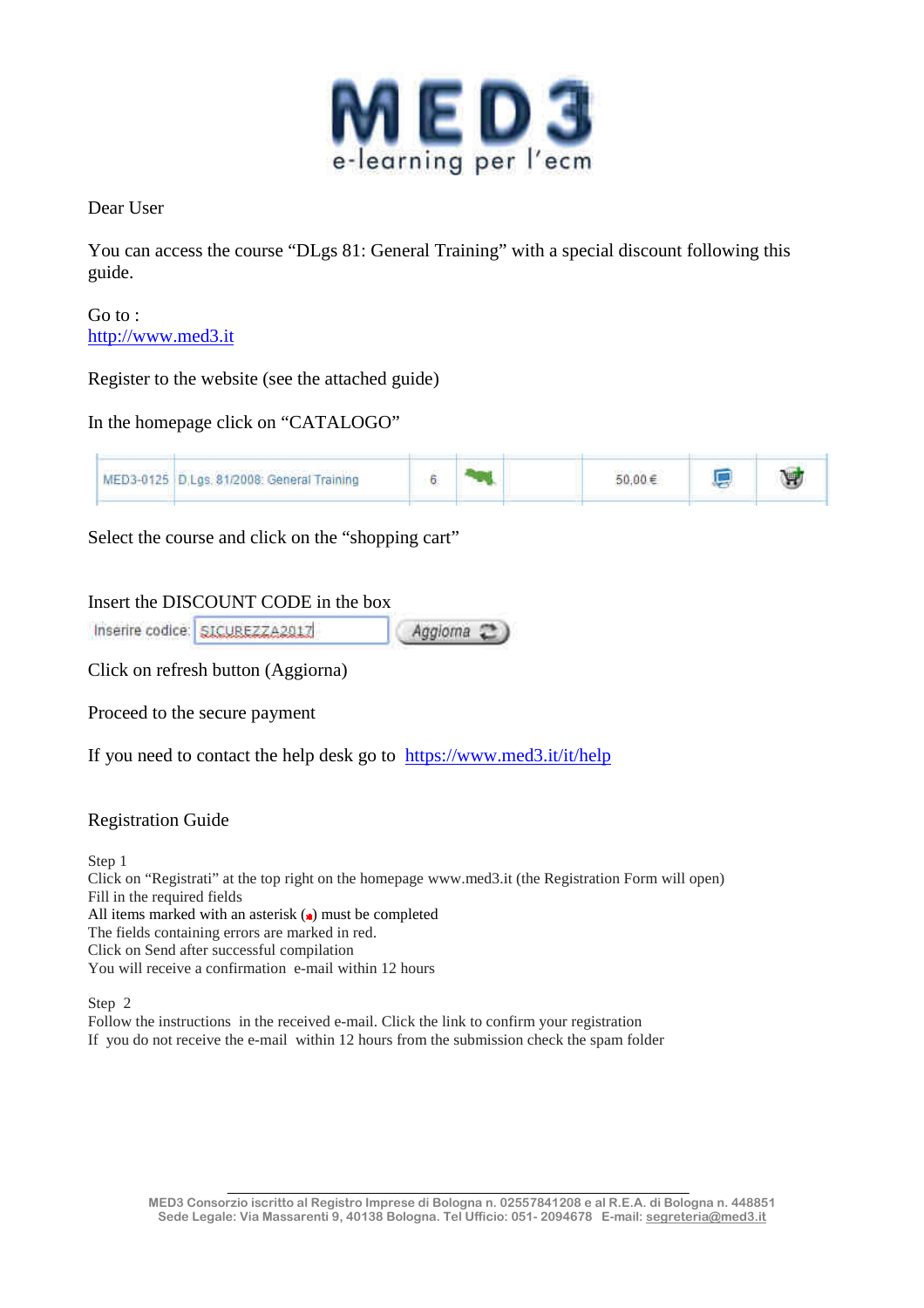# MED3

e-learning per l'ecm

Dear User

You can access the course "DLgs 81: General Training" with a special discount following this guide.

Go to :
http://www.med3.it

Register to the website (see the attached guide)

In the homepage click on "CATALOGO"

| | | | | | | | |
|---|---|---|---|---|---|---|---|
| MED3-0125 | D.Lgs. 81/2008: General Training | 6 | | | 50,00 € | | |

Select the course and click on the "shopping cart"

Insert the DISCOUNT CODE in the box

Inserire codice: SICUREZZA2017 Aggiorna

Click on refresh button (Aggiorna)

Proceed to the secure payment

If you need to contact the help desk go to https://www.med3.it/it/help

## Registration Guide

Step 1
Click on "Registrati" at the top right on the homepage www.med3.it (the Registration Form will open)
Fill in the required fields
All items marked with an asterisk (*) must be completed
The fields containing errors are marked in red.
Click on Send after successful compilation
You will receive a confirmation e-mail within 12 hours

Step 2
Follow the instructions in the received e-mail. Click the link to confirm your registration
If you do not receive the e-mail within 12 hours from the submission check the spam folder

MED3 Consorzio iscritto al Registro Imprese di Bologna n. 02557841208 e al R.E.A. di Bologna n. 448851
Sede Legale: Via Massarenti 9, 40138 Bologna. Tel Ufficio: 051- 2094678 E-mail: segreteria@med3.it